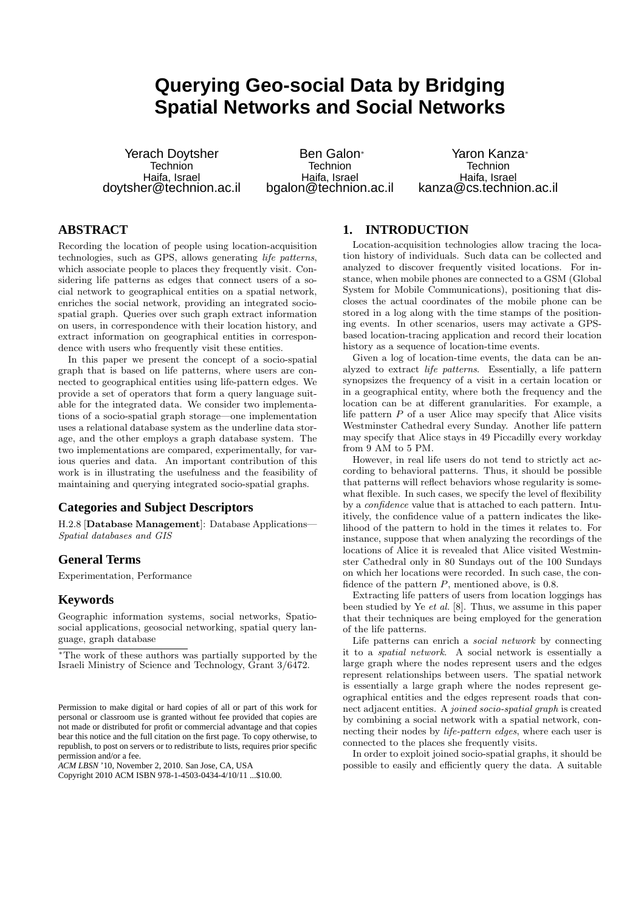# Querying Geo-social Data by Bridging Spatial Networks and Social Networks

Yerach Doytsher
Technion
Haifa, Israel
doytsher@technion.ac.il

Ben Galon*
Technion
Haifa, Israel
bgalon@technion.ac.il

Yaron Kanza*
Technion
Haifa, Israel
kanza@cs.technion.ac.il

## ABSTRACT

Recording the location of people using location-acquisition technologies, such as GPS, allows generating *life patterns*, which associate people to places they frequently visit. Considering life patterns as edges that connect users of a social network to geographical entities on a spatial network, enriches the social network, providing an integrated socio-spatial graph. Queries over such graph extract information on users, in correspondence with their location history, and extract information on geographical entities in correspondence with users who frequently visit these entities.

In this paper we present the concept of a socio-spatial graph that is based on life patterns, where users are connected to geographical entities using life-pattern edges. We provide a set of operators that form a query language suitable for the integrated data. We consider two implementations of a socio-spatial graph storage—one implementation uses a relational database system as the underline data storage, and the other employs a graph database system. The two implementations are compared, experimentally, for various queries and data. An important contribution of this work is in illustrating the usefulness and the feasibility of maintaining and querying integrated socio-spatial graphs.

### Categories and Subject Descriptors

H.2.8 [**Database Management**]: Database Applications—*Spatial databases and GIS*

### General Terms

Experimentation, Performance

### Keywords

Geographic information systems, social networks, Spatio-social applications, geosocial networking, spatial query language, graph database

*The work of these authors was partially supported by the Israeli Ministry of Science and Technology, Grant 3/6472.

Permission to make digital or hard copies of all or part of this work for personal or classroom use is granted without fee provided that copies are not made or distributed for profit or commercial advantage and that copies bear this notice and the full citation on the first page. To copy otherwise, to republish, to post on servers or to redistribute to lists, requires prior specific permission and/or a fee.
*ACM LBSN* '10, November 2, 2010. San Jose, CA, USA
Copyright 2010 ACM ISBN 978-1-4503-0434-4/10/11 ...$10.00.

## 1. INTRODUCTION

Location-acquisition technologies allow tracing the location history of individuals. Such data can be collected and analyzed to discover frequently visited locations. For instance, when mobile phones are connected to a GSM (Global System for Mobile Communications), positioning that discloses the actual coordinates of the mobile phone can be stored in a log along with the time stamps of the positioning events. In other scenarios, users may activate a GPS-based location-tracing application and record their location history as a sequence of location-time events.

Given a log of location-time events, the data can be analyzed to extract *life patterns*. Essentially, a life pattern synopsizes the frequency of a visit in a certain location or in a geographical entity, where both the frequency and the location can be at different granularities. For example, a life pattern $P$ of a user Alice may specify that Alice visits Westminster Cathedral every Sunday. Another life pattern may specify that Alice stays in 49 Piccadilly every workday from 9 AM to 5 PM.

However, in real life users do not tend to strictly act according to behavioral patterns. Thus, it should be possible that patterns will reflect behaviors whose regularity is somewhat flexible. In such cases, we specify the level of flexibility by a *confidence* value that is attached to each pattern. Intuitively, the confidence value of a pattern indicates the likelihood of the pattern to hold in the times it relates to. For instance, suppose that when analyzing the recordings of the locations of Alice it is revealed that Alice visited Westminster Cathedral only in 80 Sundays out of the 100 Sundays on which her locations were recorded. In such case, the confidence of the pattern $P$, mentioned above, is 0.8.

Extracting life patters of users from location loggings has been studied by Ye *et al.* [8]. Thus, we assume in this paper that their techniques are being employed for the generation of the life patterns.

Life patterns can enrich a *social network* by connecting it to a *spatial network*. A social network is essentially a large graph where the nodes represent users and the edges represent relationships between users. The spatial network is essentially a large graph where the nodes represent geographical entities and the edges represent roads that connect adjacent entities. A *joined socio-spatial graph* is created by combining a social network with a spatial network, connecting their nodes by *life-pattern edges*, where each user is connected to the places she frequently visits.

In order to exploit joined socio-spatial graphs, it should be possible to easily and efficiently query the data. A suitable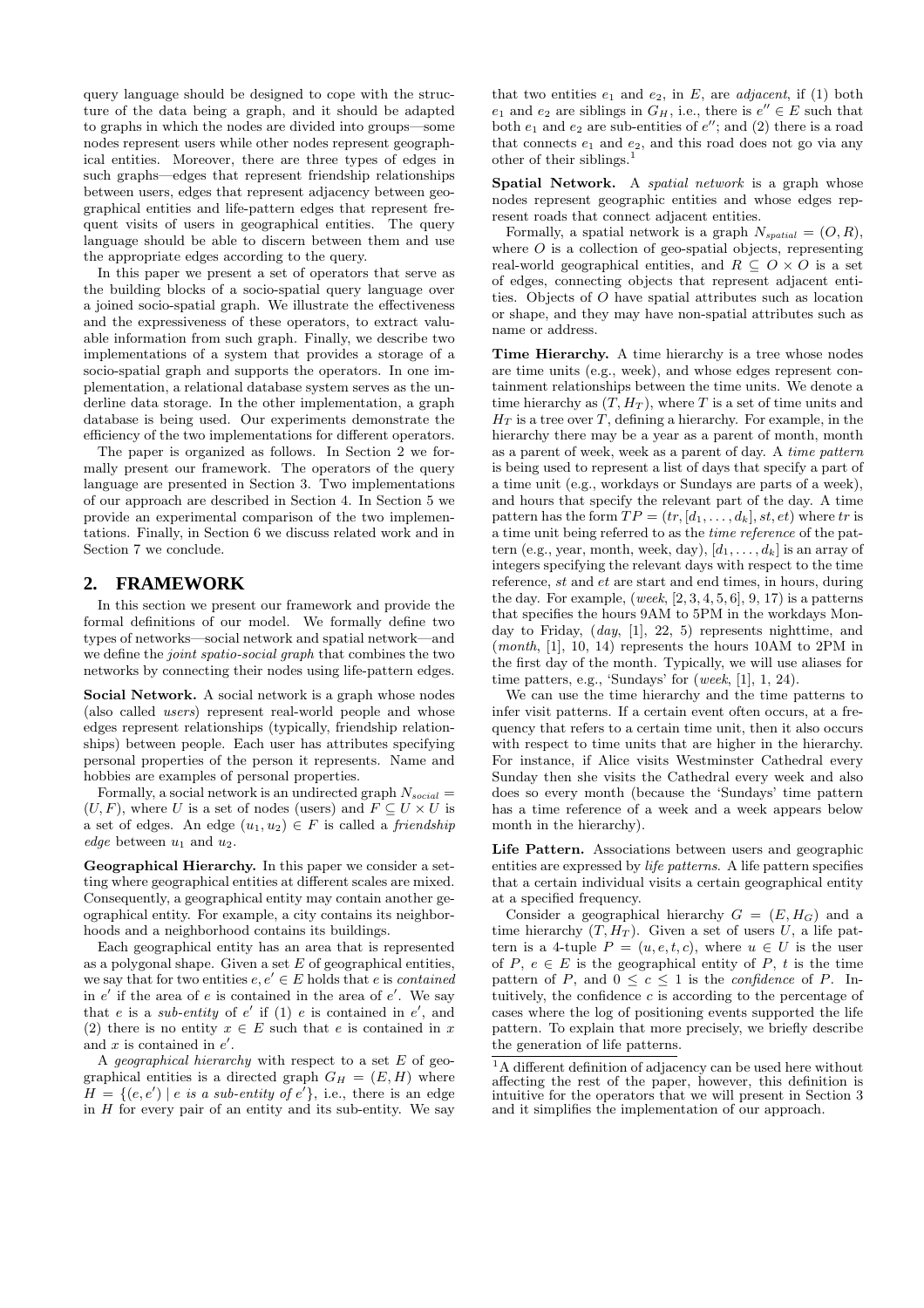query language should be designed to cope with the structure of the data being a graph, and it should be adapted to graphs in which the nodes are divided into groups—some nodes represent users while other nodes represent geographical entities. Moreover, there are three types of edges in such graphs—edges that represent friendship relationships between users, edges that represent adjacency between geographical entities and life-pattern edges that represent frequent visits of users in geographical entities. The query language should be able to discern between them and use the appropriate edges according to the query.

In this paper we present a set of operators that serve as the building blocks of a socio-spatial query language over a joined socio-spatial graph. We illustrate the effectiveness and the expressiveness of these operators, to extract valuable information from such graph. Finally, we describe two implementations of a system that provides a storage of a socio-spatial graph and supports the operators. In one implementation, a relational database system serves as the underline data storage. In the other implementation, a graph database is being used. Our experiments demonstrate the efficiency of the two implementations for different operators.

The paper is organized as follows. In Section 2 we formally present our framework. The operators of the query language are presented in Section 3. Two implementations of our approach are described in Section 4. In Section 5 we provide an experimental comparison of the two implementations. Finally, in Section 6 we discuss related work and in Section 7 we conclude.

## 2. FRAMEWORK

In this section we present our framework and provide the formal definitions of our model. We formally define two types of networks—social network and spatial network—and we define the *joint spatio-social graph* that combines the two networks by connecting their nodes using life-pattern edges.

**Social Network.** A social network is a graph whose nodes (also called *users*) represent real-world people and whose edges represent relationships (typically, friendship relationships) between people. Each user has attributes specifying personal properties of the person it represents. Name and hobbies are examples of personal properties.

Formally, a social network is an undirected graph $N_{social} = (U, F)$, where $U$ is a set of nodes (users) and $F \subseteq U \times U$ is a set of edges. An edge $(u_1, u_2) \in F$ is called a *friendship edge* between $u_1$ and $u_2$.

**Geographical Hierarchy.** In this paper we consider a setting where geographical entities at different scales are mixed. Consequently, a geographical entity may contain another geographical entity. For example, a city contains its neighborhoods and a neighborhood contains its buildings.

Each geographical entity has an area that is represented as a polygonal shape. Given a set $E$ of geographical entities, we say that for two entities $e, e' \in E$ holds that $e$ is *contained* in $e'$ if the area of $e$ is contained in the area of $e'$. We say that $e$ is a *sub-entity* of $e'$ if (1) $e$ is contained in $e'$, and (2) there is no entity $x \in E$ such that $e$ is contained in $x$ and $x$ is contained in $e'$.

A *geographical hierarchy* with respect to a set $E$ of geographical entities is a directed graph $G_H = (E, H)$ where $H = \{(e, e') \mid e \textit{ is a sub-entity of } e'\}$, i.e., there is an edge in $H$ for every pair of an entity and its sub-entity. We say that two entities $e_1$ and $e_2$, in $E$, are *adjacent*, if (1) both $e_1$ and $e_2$ are siblings in $G_H$, i.e., there is $e'' \in E$ such that both $e_1$ and $e_2$ are sub-entities of $e''$; and (2) there is a road that connects $e_1$ and $e_2$, and this road does not go via any other of their siblings.[1]

**Spatial Network.** A *spatial network* is a graph whose nodes represent geographic entities and whose edges represent roads that connect adjacent entities.

Formally, a spatial network is a graph $N_{spatial} = (O, R)$, where $O$ is a collection of geo-spatial objects, representing real-world geographical entities, and $R \subseteq O \times O$ is a set of edges, connecting objects that represent adjacent entities. Objects of $O$ have spatial attributes such as location or shape, and they may have non-spatial attributes such as name or address.

**Time Hierarchy.** A time hierarchy is a tree whose nodes are time units (e.g., week), and whose edges represent containment relationships between the time units. We denote a time hierarchy as $(T, H_T)$, where $T$ is a set of time units and $H_T$ is a tree over $T$, defining a hierarchy. For example, in the hierarchy there may be a year as a parent of month, month as a parent of week, week as a parent of day. A *time pattern* is being used to represent a list of days that specify a part of a time unit (e.g., workdays or Sundays are parts of a week), and hours that specify the relevant part of the day. A time pattern has the form $TP = (tr, [d_1, \ldots, d_k], st, et)$ where $tr$ is a time unit being referred to as the *time reference* of the pattern (e.g., year, month, week, day), $[d_1, \ldots, d_k]$ is an array of integers specifying the relevant days with respect to the time reference, $st$ and $et$ are start and end times, in hours, during the day. For example, (*week*, [2, 3, 4, 5, 6], 9, 17) is a patterns that specifies the hours 9AM to 5PM in the workdays Monday to Friday, (*day*, [1], 22, 5) represents nighttime, and (*month*, [1], 10, 14) represents the hours 10AM to 2PM in the first day of the month. Typically, we will use aliases for time patters, e.g., 'Sundays' for (*week*, [1], 1, 24).

We can use the time hierarchy and the time patterns to infer visit patterns. If a certain event often occurs, at a frequency that refers to a certain time unit, then it also occurs with respect to time units that are higher in the hierarchy. For instance, if Alice visits Westminster Cathedral every Sunday then she visits the Cathedral every week and also does so every month (because the 'Sundays' time pattern has a time reference of a week and a week appears below month in the hierarchy).

**Life Pattern.** Associations between users and geographic entities are expressed by *life patterns*. A life pattern specifies that a certain individual visits a certain geographical entity at a specified frequency.

Consider a geographical hierarchy $G = (E, H_G)$ and a time hierarchy $(T, H_T)$. Given a set of users $U$, a life pattern is a 4-tuple $P = (u, e, t, c)$, where $u \in U$ is the user of $P$, $e \in E$ is the geographical entity of $P$, $t$ is the time pattern of $P$, and $0 \leq c \leq 1$ is the *confidence* of $P$. Intuitively, the confidence $c$ is according to the percentage of cases where the log of positioning events supported the life pattern. To explain that more precisely, we briefly describe the generation of life patterns.

[1] A different definition of adjacency can be used here without affecting the rest of the paper, however, this definition is intuitive for the operators that we will present in Section 3 and it simplifies the implementation of our approach.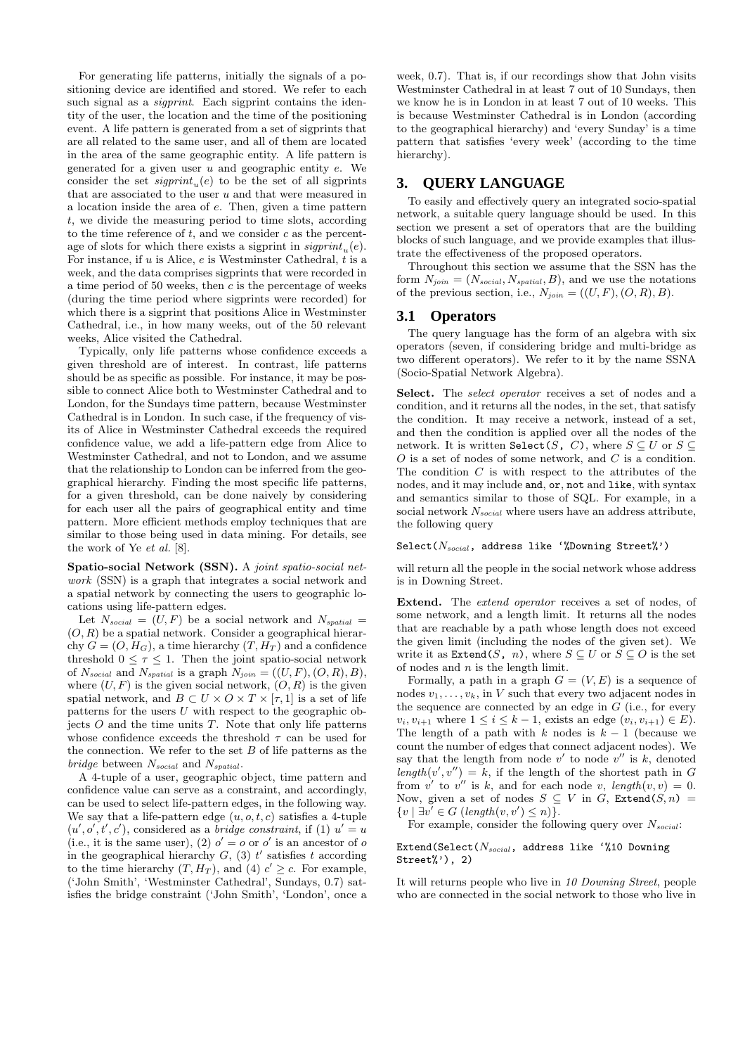For generating life patterns, initially the signals of a positioning device are identified and stored. We refer to each such signal as a *sigprint*. Each sigprint contains the identity of the user, the location and the time of the positioning event. A life pattern is generated from a set of sigprints that are all related to the same user, and all of them are located in the area of the same geographic entity. A life pattern is generated for a given user $u$ and geographic entity $e$. We consider the set $sigprint_u(e)$ to be the set of all sigprints that are associated to the user $u$ and that were measured in a location inside the area of $e$. Then, given a time pattern $t$, we divide the measuring period to time slots, according to the time reference of $t$, and we consider $c$ as the percentage of slots for which there exists a sigprint in $sigprint_u(e)$. For instance, if $u$ is Alice, $e$ is Westminster Cathedral, $t$ is a week, and the data comprises sigprints that were recorded in a time period of 50 weeks, then $c$ is the percentage of weeks (during the time period where sigprints were recorded) for which there is a sigprint that positions Alice in Westminster Cathedral, i.e., in how many weeks, out of the 50 relevant weeks, Alice visited the Cathedral.

Typically, only life patterns whose confidence exceeds a given threshold are of interest. In contrast, life patterns should be as specific as possible. For instance, it may be possible to connect Alice both to Westminster Cathedral and to London, for the Sundays time pattern, because Westminster Cathedral is in London. In such case, if the frequency of visits of Alice in Westminster Cathedral exceeds the required confidence value, we add a life-pattern edge from Alice to Westminster Cathedral, and not to London, and we assume that the relationship to London can be inferred from the geographical hierarchy. Finding the most specific life patterns, for a given threshold, can be done naively by considering for each user all the pairs of geographical entity and time pattern. More efficient methods employ techniques that are similar to those being used in data mining. For details, see the work of Ye *et al.* [8].

**Spatio-social Network (SSN).** A *joint spatio-social network* (SSN) is a graph that integrates a social network and a spatial network by connecting the users to geographic locations using life-pattern edges.

Let $N_{social} = (U, F)$ be a social network and $N_{spatial} = (O, R)$ be a spatial network. Consider a geographical hierarchy $G = (O, H_G)$, a time hierarchy $(T, H_T)$ and a confidence threshold $0 \leq \tau \leq 1$. Then the joint spatio-social network of $N_{social}$ and $N_{spatial}$ is a graph $N_{join} = ((U, F), (O, R), B)$, where $(U, F)$ is the given social network, $(O, R)$ is the given spatial network, and $B \subset U \times O \times T \times [\tau, 1]$ is a set of life patterns for the users $U$ with respect to the geographic objects $O$ and the time units $T$. Note that only life patterns whose confidence exceeds the threshold $\tau$ can be used for the connection. We refer to the set $B$ of life patterns as the *bridge* between $N_{social}$ and $N_{spatial}$.

A 4-tuple of a user, geographic object, time pattern and confidence value can serve as a constraint, and accordingly, can be used to select life-pattern edges, in the following way. We say that a life-pattern edge $(u, o, t, c)$ satisfies a 4-tuple $(u', o', t', c')$, considered as a *bridge constraint*, if (1) $u' = u$ (i.e., it is the same user), (2) $o' = o$ or $o'$ is an ancestor of $o$ in the geographical hierarchy $G$, (3) $t'$ satisfies $t$ according to the time hierarchy $(T, H_T)$, and (4) $c' \geq c$. For example, ('John Smith', 'Westminster Cathedral', Sundays, 0.7) satisfies the bridge constraint ('John Smith', 'London', once a week, 0.7). That is, if our recordings show that John visits Westminster Cathedral in at least 7 out of 10 Sundays, then we know he is in London in at least 7 out of 10 weeks. This is because Westminster Cathedral is in London (according to the geographical hierarchy) and 'every Sunday' is a time pattern that satisfies 'every week' (according to the time hierarchy).

# 3. QUERY LANGUAGE

To easily and effectively query an integrated socio-spatial network, a suitable query language should be used. In this section we present a set of operators that are the building blocks of such language, and we provide examples that illustrate the effectiveness of the proposed operators.

Throughout this section we assume that the SSN has the form $N_{join} = (N_{social}, N_{spatial}, B)$, and we use the notations of the previous section, i.e., $N_{join} = ((U, F), (O, R), B)$.

## 3.1 Operators

The query language has the form of an algebra with six operators (seven, if considering bridge and multi-bridge as two different operators). We refer to it by the name SSNA (Socio-Spatial Network Algebra).

**Select.** The *select operator* receives a set of nodes and a condition, and it returns all the nodes, in the set, that satisfy the condition. It may receive a network, instead of a set, and then the condition is applied over all the nodes of the network. It is written `Select(`$S$`, `$C$`)`, where $S \subseteq U$ or $S \subseteq O$ is a set of nodes of some network, and $C$ is a condition. The condition $C$ is with respect to the attributes of the nodes, and it may include `and`, `or`, `not` and `like`, with syntax and semantics similar to those of SQL. For example, in a social network $N_{social}$ where users have an address attribute, the following query

`Select(`$N_{social}$`, address like '%Downing Street%')`

will return all the people in the social network whose address is in Downing Street.

**Extend.** The *extend operator* receives a set of nodes, of some network, and a length limit. It returns all the nodes that are reachable by a path whose length does not exceed the given limit (including the nodes of the given set). We write it as `Extend(`$S$`, `$n$`)`, where $S \subseteq U$ or $S \subseteq O$ is the set of nodes and $n$ is the length limit.

Formally, a path in a graph $G = (V, E)$ is a sequence of nodes $v_1, \ldots, v_k$, in $V$ such that every two adjacent nodes in the sequence are connected by an edge in $G$ (i.e., for every $v_i, v_{i+1}$ where $1 \leq i \leq k - 1$, exists an edge $(v_i, v_{i+1}) \in E$). The length of a path with $k$ nodes is $k - 1$ (because we count the number of edges that connect adjacent nodes). We say that the length from node $v'$ to node $v''$ is $k$, denoted $length(v', v'') = k$, if the length of the shortest path in $G$ from $v'$ to $v''$ is $k$, and for each node $v$, $length(v, v) = 0$. Now, given a set of nodes $S \subseteq V$ in $G$, `Extend(`$S, n$`)` $= \{v \mid \exists v' \in G \; (length(v, v') \leq n)\}$.

For example, consider the following query over $N_{social}$:

`Extend(Select(`$N_{social}$`, address like '%10 Downing Street%'), 2)`

It will returns people who live in *10 Downing Street*, people who are connected in the social network to those who live in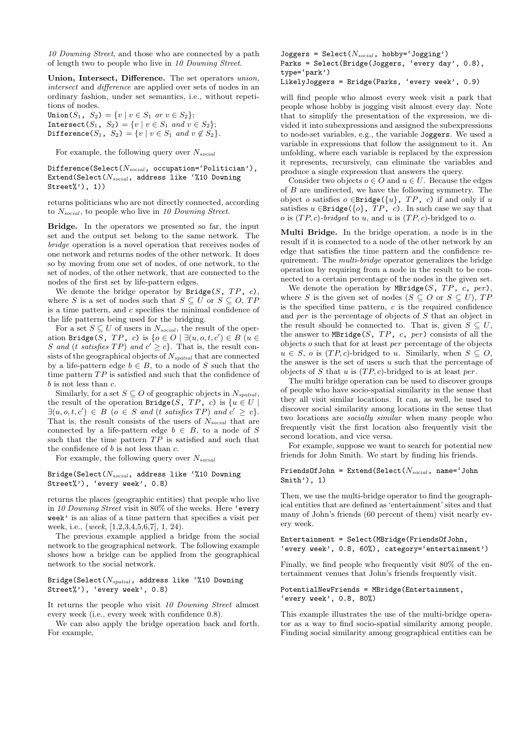*10 Downing Street*, and those who are connected by a path of length two to people who live in *10 Downing Street*.

**Union, Intersect, Difference.** The set operators *union, intersect* and *difference* are applied over sets of nodes in an ordinary fashion, under set semantics, i.e., without repetitions of nodes.

Union($S_1$, $S_2$) = $\{v \mid v \in S_1 \text{ or } v \in S_2\}$;
Intersect($S_1$, $S_2$) = $\{v \mid v \in S_1 \text{ and } v \in S_2\}$;
Difference($S_1$, $S_2$) = $\{v \mid v \in S_1 \text{ and } v \notin S_2\}$.

For example, the following query over $N_{social}$

```
Difference(Select(N_social, occupation='Politician'),
Extend(Select(N_social, address like '%10 Downing
Street%'), 1))
```

returns politicians who are not directly connected, according to $N_{social}$, to people who live in *10 Downing Street*.

**Bridge.** In the operators we presented so far, the input set and the output set belong to the same network. The *bridge* operation is a novel operation that receives nodes of one network and returns nodes of the other network. It does so by moving from one set of nodes, of one network, to the set of nodes, of the other network, that are connected to the nodes of the first set by life-pattern edges.

We denote the bridge operator by Bridge($S$, $TP$, $c$), where $S$ is a set of nodes such that $S \subseteq U$ or $S \subseteq O$, $TP$ is a time pattern, and $c$ specifies the minimal confidence of the life patterns being used for the bridging.

For a set $S \subseteq U$ of users in $N_{social}$, the result of the operation Bridge($S$, $TP$, $c$) is $\{o \in O \mid \exists (u, o, t, c') \in B \ (u \in S \text{ and } (t \text{ satisfies } TP) \text{ and } c' \geq c\}$. That is, the result consists of the geographical objects of $N_{spatial}$ that are connected by a life-pattern edge $b \in B$, to a node of $S$ such that the time pattern $TP$ is satisfied and such that the confidence of $b$ is not less than $c$.

Similarly, for a set $S \subseteq O$ of geographic objects in $N_{spatial}$, the result of the operation Bridge($S$, $TP$, $c$) is $\{u \in U \mid \exists (u, o, t, c') \in B \ (o \in S \text{ and } (t \text{ satisfies } TP) \text{ and } c' \geq c\}$. That is, the result consists of the users of $N_{social}$ that are connected by a life-pattern edge $b \in B$, to a node of $S$ such that the time pattern $TP$ is satisfied and such that the confidence of $b$ is not less than $c$.

For example, the following query over $N_{social}$

```
Bridge(Select(N_social, address like '%10 Downing
Street%'), 'every week', 0.8)
```

returns the places (geographic entities) that people who live in *10 Downing Street* visit in 80% of the weeks. Here 'every week' is an alias of a time pattern that specifies a visit per week, i.e., (*week*, [1,2,3,4,5,6,7], 1, 24).

The previous example applied a bridge from the social network to the geographical network. The following example shows how a bridge can be applied from the geographical network to the social network.

```
Bridge(Select(N_spatial, address like '%10 Downing
Street%'), 'every week', 0.8)
```

It returns the people who visit *10 Downing Street* almost every week (i.e., every week with confidence 0.8).

We can also apply the bridge operation back and forth. For example,

```
Joggers = Select(N_social, hobby='Jogging')
Parks = Select(Bridge(Joggers, 'every day', 0.8),
type='park')
LikelyJoggers = Bridge(Parks, 'every week', 0.9)
```

will find people who almost every week visit a park that people whose hobby is jogging visit almost every day. Note that to simplify the presentation of the expression, we divided it into subexpressions and assigned the subexpressions to node-set variables, e.g., the variable Joggers. We used a variable in expressions that follow the assignment to it. An unfolding, where each variable is replaced by the expression it represents, recursively, can eliminate the variables and produce a single expression that answers the query.

Consider two objects $o \in O$ and $u \in U$. Because the edges of $B$ are undirected, we have the following symmetry. The object $o$ satisfies $o \in$Bridge($\{u\}$, $TP$, $c$) if and only if $u$ satisfies $u \in$Bridge($\{o\}$, $TP$, $c$). In such case we say that $o$ is $(TP, c)$*-bridged* to $u$, and $u$ is $(TP, c)$-bridged to $o$.

**Multi Bridge.** In the bridge operation, a node is in the result if it is connected to a node of the other network by an edge that satisfies the time pattern and the confidence requirement. The *multi-bridge* operator generalizes the bridge operation by requiring from a node in the result to be connected to a certain percentage of the nodes in the given set.

We denote the operation by MBridge($S$, $TP$, $c$, $per$), where $S$ is the given set of nodes ($S \subseteq O$ or $S \subseteq U$), $TP$ is the specified time pattern, $c$ is the required confidence and $per$ is the percentage of objects of $S$ that an object in the result should be connected to. That is, given $S \subseteq U$, the answer to MBridge($S$, $TP$, $c$, $per$) consists of all the objects $o$ such that for at least $per$ percentage of the objects $u \in S$, $o$ is $(TP, c)$-bridged to $u$. Similarly, when $S \subseteq O$, the answer is the set of users $u$ such that the percentage of objects of $S$ that $u$ is $(TP, c)$-bridged to is at least $per$.

The multi bridge operation can be used to discover groups of people who have socio-spatial similarity in the sense that they all visit similar locations. It can, as well, be used to discover social similarity among locations in the sense that two locations are *socially similar* when many people who frequently visit the first location also frequently visit the second location, and vice versa.

For example, suppose we want to search for potential new friends for John Smith. We start by finding his friends.

```
FriendsOfJohn = Extend(Select(N_social, name='John
Smith'), 1)
```

Then, we use the multi-bridge operator to find the geographical entities that are defined as 'entertainment' sites and that many of John's friends (60 percent of them) visit nearly every week.

```
Entertainment = Select(MBridge(FriendsOfJohn,
'every week', 0.8, 60%), category='entertainment')
```

Finally, we find people who frequently visit 80% of the entertainment venues that John's friends frequently visit.

```
PotentialNewFriends = MBridge(Entertainment,
'every week', 0.8, 80%)
```

This example illustrates the use of the multi-bridge operator as a way to find socio-spatial similarity among people. Finding social similarity among geographical entities can be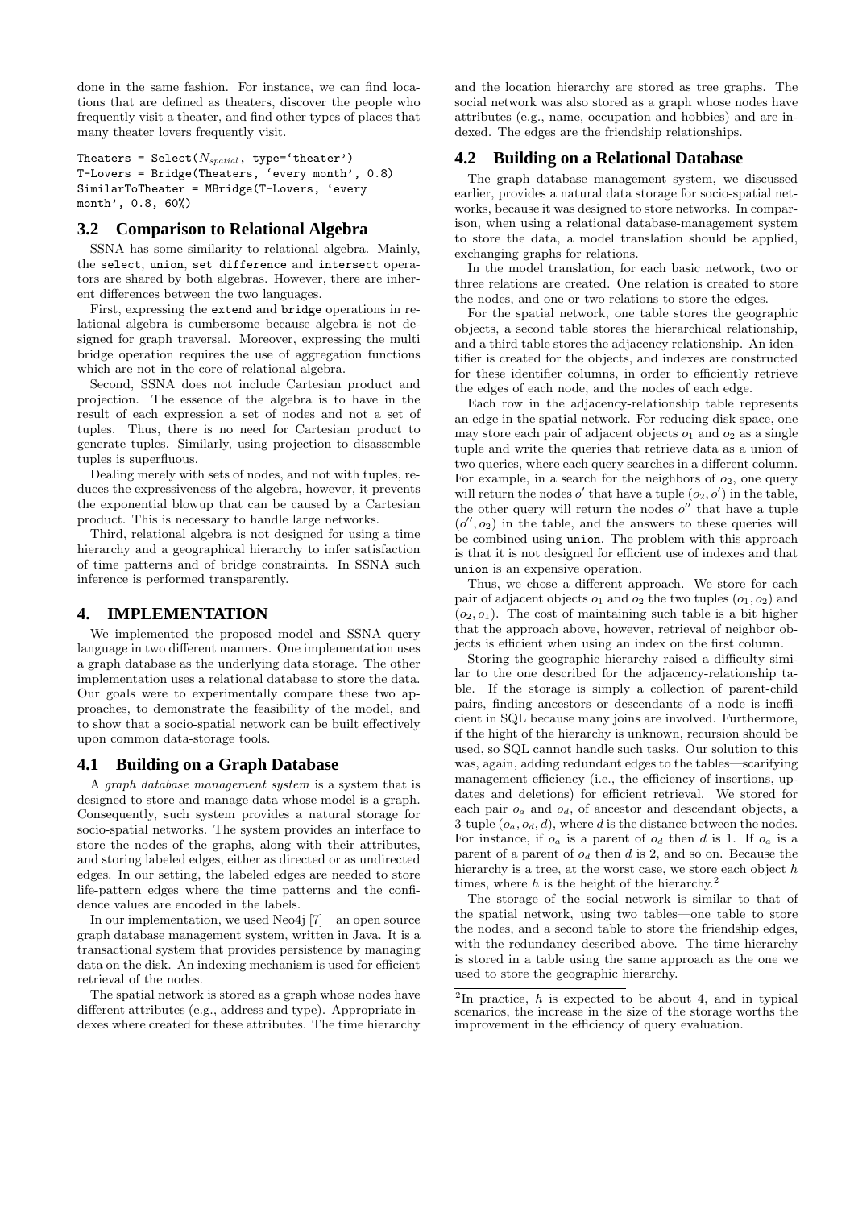done in the same fashion. For instance, we can find locations that are defined as theaters, discover the people who frequently visit a theater, and find other types of places that many theater lovers frequently visit.

```
Theaters = Select(N_spatial, type='theater')
T-Lovers = Bridge(Theaters, 'every month', 0.8)
SimilarToTheater = MBridge(T-Lovers, 'every
month', 0.8, 60%)
```

## 3.2 Comparison to Relational Algebra

SSNA has some similarity to relational algebra. Mainly, the select, union, set difference and intersect operators are shared by both algebras. However, there are inherent differences between the two languages.

First, expressing the extend and bridge operations in relational algebra is cumbersome because algebra is not designed for graph traversal. Moreover, expressing the multi bridge operation requires the use of aggregation functions which are not in the core of relational algebra.

Second, SSNA does not include Cartesian product and projection. The essence of the algebra is to have in the result of each expression a set of nodes and not a set of tuples. Thus, there is no need for Cartesian product to generate tuples. Similarly, using projection to disassemble tuples is superfluous.

Dealing merely with sets of nodes, and not with tuples, reduces the expressiveness of the algebra, however, it prevents the exponential blowup that can be caused by a Cartesian product. This is necessary to handle large networks.

Third, relational algebra is not designed for using a time hierarchy and a geographical hierarchy to infer satisfaction of time patterns and of bridge constraints. In SSNA such inference is performed transparently.

# 4. IMPLEMENTATION

We implemented the proposed model and SSNA query language in two different manners. One implementation uses a graph database as the underlying data storage. The other implementation uses a relational database to store the data. Our goals were to experimentally compare these two approaches, to demonstrate the feasibility of the model, and to show that a socio-spatial network can be built effectively upon common data-storage tools.

## 4.1 Building on a Graph Database

A *graph database management system* is a system that is designed to store and manage data whose model is a graph. Consequently, such system provides a natural storage for socio-spatial networks. The system provides an interface to store the nodes of the graphs, along with their attributes, and storing labeled edges, either as directed or as undirected edges. In our setting, the labeled edges are needed to store life-pattern edges where the time patterns and the confidence values are encoded in the labels.

In our implementation, we used Neo4j [7]—an open source graph database management system, written in Java. It is a transactional system that provides persistence by managing data on the disk. An indexing mechanism is used for efficient retrieval of the nodes.

The spatial network is stored as a graph whose nodes have different attributes (e.g., address and type). Appropriate indexes where created for these attributes. The time hierarchy and the location hierarchy are stored as tree graphs. The social network was also stored as a graph whose nodes have attributes (e.g., name, occupation and hobbies) and are indexed. The edges are the friendship relationships.

## 4.2 Building on a Relational Database

The graph database management system, we discussed earlier, provides a natural data storage for socio-spatial networks, because it was designed to store networks. In comparison, when using a relational database-management system to store the data, a model translation should be applied, exchanging graphs for relations.

In the model translation, for each basic network, two or three relations are created. One relation is created to store the nodes, and one or two relations to store the edges.

For the spatial network, one table stores the geographic objects, a second table stores the hierarchical relationship, and a third table stores the adjacency relationship. An identifier is created for the objects, and indexes are constructed for these identifier columns, in order to efficiently retrieve the edges of each node, and the nodes of each edge.

Each row in the adjacency-relationship table represents an edge in the spatial network. For reducing disk space, one may store each pair of adjacent objects $o_1$ and $o_2$ as a single tuple and write the queries that retrieve data as a union of two queries, where each query searches in a different column. For example, in a search for the neighbors of $o_2$, one query will return the nodes $o'$ that have a tuple $(o_2, o')$ in the table, the other query will return the nodes $o''$ that have a tuple $(o'', o_2)$ in the table, and the answers to these queries will be combined using union. The problem with this approach is that it is not designed for efficient use of indexes and that union is an expensive operation.

Thus, we chose a different approach. We store for each pair of adjacent objects $o_1$ and $o_2$ the two tuples $(o_1, o_2)$ and $(o_2, o_1)$. The cost of maintaining such table is a bit higher that the approach above, however, retrieval of neighbor objects is efficient when using an index on the first column.

Storing the geographic hierarchy raised a difficulty similar to the one described for the adjacency-relationship table. If the storage is simply a collection of parent-child pairs, finding ancestors or descendants of a node is inefficient in SQL because many joins are involved. Furthermore, if the hight of the hierarchy is unknown, recursion should be used, so SQL cannot handle such tasks. Our solution to this was, again, adding redundant edges to the tables—scarifying management efficiency (i.e., the efficiency of insertions, updates and deletions) for efficient retrieval. We stored for each pair $o_a$ and $o_d$, of ancestor and descendant objects, a 3-tuple $(o_a, o_d, d)$, where $d$ is the distance between the nodes. For instance, if $o_a$ is a parent of $o_d$ then $d$ is 1. If $o_a$ is a parent of a parent of $o_d$ then $d$ is 2, and so on. Because the hierarchy is a tree, at the worst case, we store each object $h$ times, where $h$ is the height of the hierarchy.[2]

The storage of the social network is similar to that of the spatial network, using two tables—one table to store the nodes, and a second table to store the friendship edges, with the redundancy described above. The time hierarchy is stored in a table using the same approach as the one we used to store the geographic hierarchy.

[2] In practice, $h$ is expected to be about 4, and in typical scenarios, the increase in the size of the storage worths the improvement in the efficiency of query evaluation.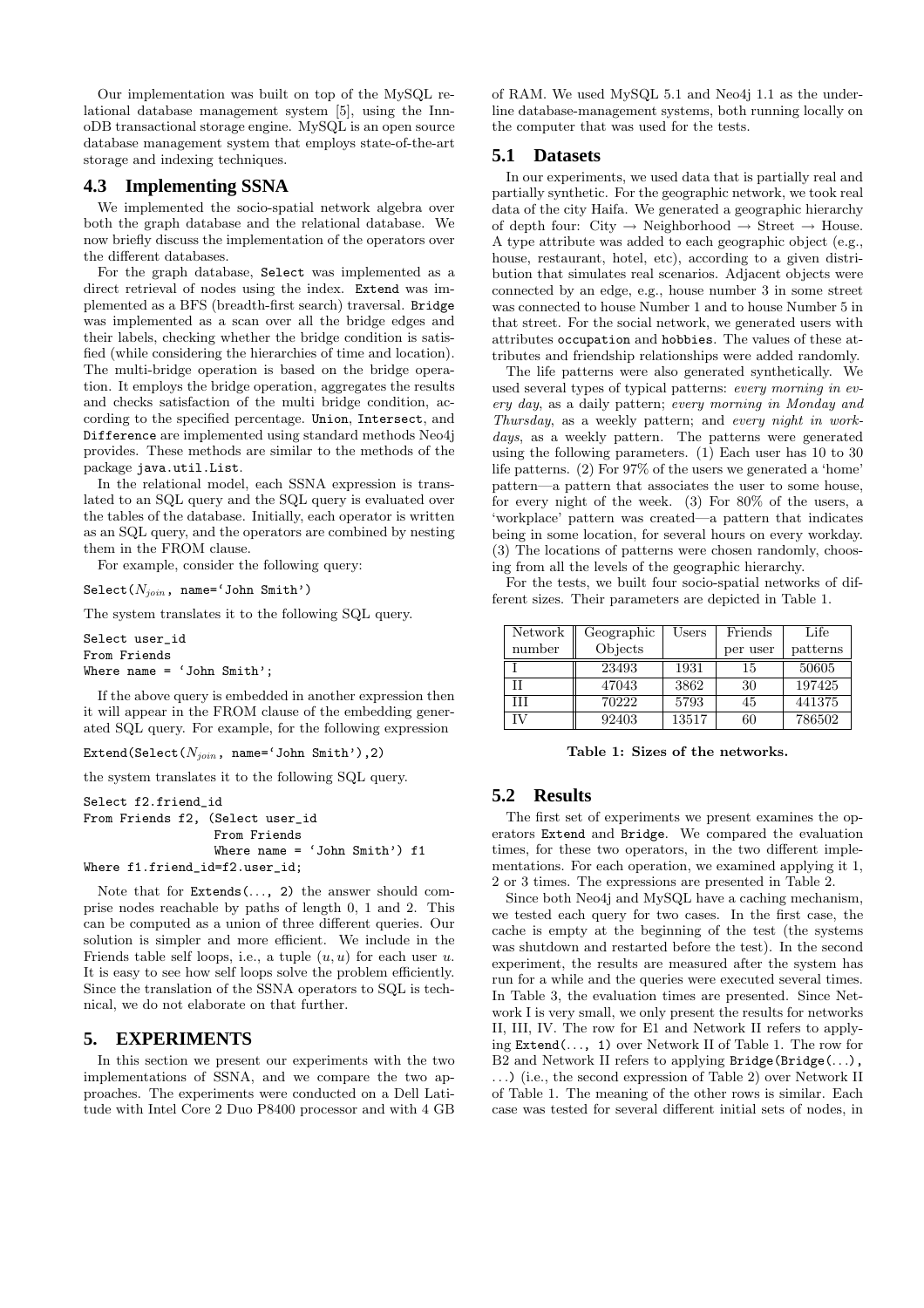Our implementation was built on top of the MySQL relational database management system [5], using the InnoDB transactional storage engine. MySQL is an open source database management system that employs state-of-the-art storage and indexing techniques.

### 4.3 Implementing SSNA

We implemented the socio-spatial network algebra over both the graph database and the relational database. We now briefly discuss the implementation of the operators over the different databases.

For the graph database, `Select` was implemented as a direct retrieval of nodes using the index. `Extend` was implemented as a BFS (breadth-first search) traversal. `Bridge` was implemented as a scan over all the bridge edges and their labels, checking whether the bridge condition is satisfied (while considering the hierarchies of time and location). The multi-bridge operation is based on the bridge operation. It employs the bridge operation, aggregates the results and checks satisfaction of the multi bridge condition, according to the specified percentage. `Union`, `Intersect`, and `Difference` are implemented using standard methods Neo4j provides. These methods are similar to the methods of the package `java.util.List`.

In the relational model, each SSNA expression is translated to an SQL query and the SQL query is evaluated over the tables of the database. Initially, each operator is written as an SQL query, and the operators are combined by nesting them in the FROM clause.

For example, consider the following query:

`Select(`$N_{join}$`, name='John Smith')`

The system translates it to the following SQL query.

```
Select user_id
From Friends
Where name = 'John Smith';
```

If the above query is embedded in another expression then it will appear in the FROM clause of the embedding generated SQL query. For example, for the following expression

`Extend(Select(`$N_{join}$`, name='John Smith'),2)`

the system translates it to the following SQL query.

```
Select f2.friend_id
From Friends f2, (Select user_id
                  From Friends
                  Where name = 'John Smith') f1
Where f1.friend_id=f2.user_id;
```

Note that for `Extends(..., 2)` the answer should comprise nodes reachable by paths of length 0, 1 and 2. This can be computed as a union of three different queries. Our solution is simpler and more efficient. We include in the Friends table self loops, i.e., a tuple $(u, u)$ for each user $u$. It is easy to see how self loops solve the problem efficiently. Since the translation of the SSNA operators to SQL is technical, we do not elaborate on that further.

## 5. EXPERIMENTS

In this section we present our experiments with the two implementations of SSNA, and we compare the two approaches. The experiments were conducted on a Dell Latitude with Intel Core 2 Duo P8400 processor and with 4 GB of RAM. We used MySQL 5.1 and Neo4j 1.1 as the underline database-management systems, both running locally on the computer that was used for the tests.

### 5.1 Datasets

In our experiments, we used data that is partially real and partially synthetic. For the geographic network, we took real data of the city Haifa. We generated a geographic hierarchy of depth four: City → Neighborhood → Street → House. A type attribute was added to each geographic object (e.g., house, restaurant, hotel, etc), according to a given distribution that simulates real scenarios. Adjacent objects were connected by an edge, e.g., house number 3 in some street was connected to house Number 1 and to house Number 5 in that street. For the social network, we generated users with attributes `occupation` and `hobbies`. The values of these attributes and friendship relationships were added randomly.

The life patterns were also generated synthetically. We used several types of typical patterns: *every morning in every day*, as a daily pattern; *every morning in Monday and Thursday*, as a weekly pattern; and *every night in workdays*, as a weekly pattern. The patterns were generated using the following parameters. (1) Each user has 10 to 30 life patterns. (2) For 97% of the users we generated a 'home' pattern—a pattern that associates the user to some house, for every night of the week. (3) For 80% of the users, a 'workplace' pattern was created—a pattern that indicates being in some location, for several hours on every workday. (3) The locations of patterns were chosen randomly, choosing from all the levels of the geographic hierarchy.

For the tests, we built four socio-spatial networks of different sizes. Their parameters are depicted in Table 1.

| Network number | Geographic Objects | Users | Friends per user | Life patterns |
|---|---|---|---|---|
| I | 23493 | 1931 | 15 | 50605 |
| II | 47043 | 3862 | 30 | 197425 |
| III | 70222 | 5793 | 45 | 441375 |
| IV | 92403 | 13517 | 60 | 786502 |

**Table 1: Sizes of the networks.**

### 5.2 Results

The first set of experiments we present examines the operators `Extend` and `Bridge`. We compared the evaluation times, for these two operators, in the two different implementations. For each operation, we examined applying it 1, 2 or 3 times. The expressions are presented in Table 2.

Since both Neo4j and MySQL have a caching mechanism, we tested each query for two cases. In the first case, the cache is empty at the beginning of the test (the systems was shutdown and restarted before the test). In the second experiment, the results are measured after the system has run for a while and the queries were executed several times. In Table 3, the evaluation times are presented. Since Network I is very small, we only present the results for networks II, III, IV. The row for E1 and Network II refers to applying `Extend(..., 1)` over Network II of Table 1. The row for B2 and Network II refers to applying `Bridge(Bridge(...), ...)` (i.e., the second expression of Table 2) over Network II of Table 1. The meaning of the other rows is similar. Each case was tested for several different initial sets of nodes, in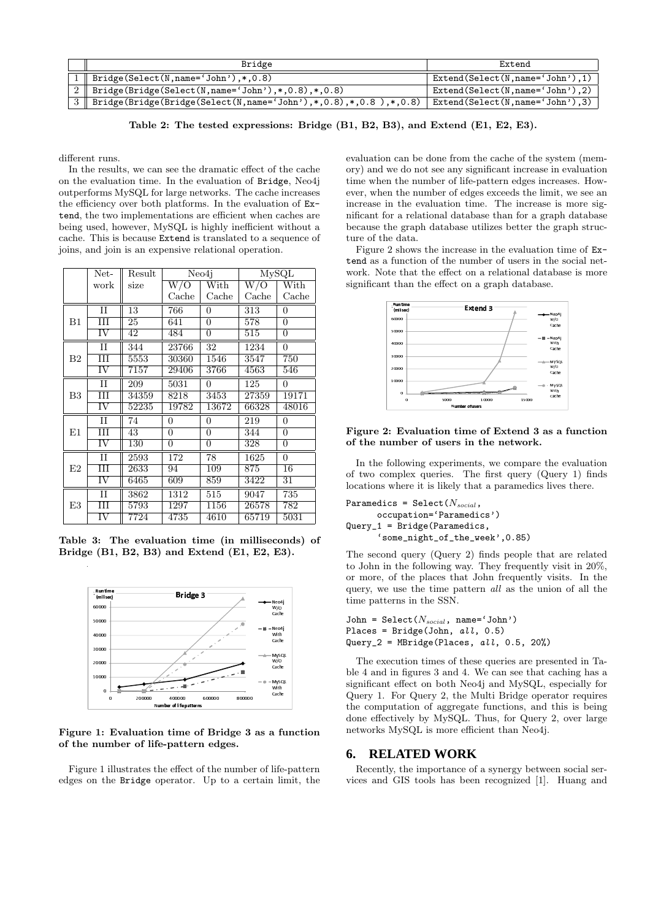| | Bridge | Extend |
|---|---|---|
| 1 | Bridge(Select(N,name='John'),*,0.8) | Extend(Select(N,name='John'),1) |
| 2 | Bridge(Bridge(Select(N,name='John'),*,0.8),*,0.8) | Extend(Select(N,name='John'),2) |
| 3 | Bridge(Bridge(Bridge(Select(N,name='John'),*,0.8),*,0.8 ),*,0.8) | Extend(Select(N,name='John'),3) |

**Table 2: The tested expressions: Bridge (B1, B2, B3), and Extend (E1, E2, E3).**

different runs.

In the results, we can see the dramatic effect of the cache on the evaluation time. In the evaluation of Bridge, Neo4j outperforms MySQL for large networks. The cache increases the efficiency over both platforms. In the evaluation of Extend, the two implementations are efficient when caches are being used, however, MySQL is highly inefficient without a cache. This is because Extend is translated to a sequence of joins, and join is an expensive relational operation.

| | Network | Result size | Neo4j | | MySQL | |
|---|---|---|---|---|---|---|
| | | | W/O Cache | With Cache | W/O Cache | With Cache |
| B1 | II | 13 | 766 | 0 | 313 | 0 |
| | III | 25 | 641 | 0 | 578 | 0 |
| | IV | 42 | 484 | 0 | 515 | 0 |
| B2 | II | 344 | 23766 | 32 | 1234 | 0 |
| | III | 5553 | 30360 | 1546 | 3547 | 750 |
| | IV | 7157 | 29406 | 3766 | 4563 | 546 |
| B3 | II | 209 | 5031 | 0 | 125 | 0 |
| | III | 34359 | 8218 | 3453 | 27359 | 19171 |
| | IV | 52235 | 19782 | 13672 | 66328 | 48016 |
| E1 | II | 74 | 0 | 0 | 219 | 0 |
| | III | 43 | 0 | 0 | 344 | 0 |
| | IV | 130 | 0 | 0 | 328 | 0 |
| E2 | II | 2593 | 172 | 78 | 1625 | 0 |
| | III | 2633 | 94 | 109 | 875 | 16 |
| | IV | 6465 | 609 | 859 | 3422 | 31 |
| E3 | II | 3862 | 1312 | 515 | 9047 | 735 |
| | III | 5793 | 1297 | 1156 | 26578 | 782 |
| | IV | 7724 | 4735 | 4610 | 65719 | 5031 |

**Table 3: The evaluation time (in milliseconds) of Bridge (B1, B2, B3) and Extend (E1, E2, E3).**

**Figure 1: Evaluation time of Bridge 3 as a function of the number of life-pattern edges.**

Figure 1 illustrates the effect of the number of life-pattern edges on the Bridge operator. Up to a certain limit, the evaluation can be done from the cache of the system (memory) and we do not see any significant increase in evaluation time when the number of life-pattern edges increases. However, when the number of edges exceeds the limit, we see an increase in the evaluation time. The increase is more significant for a relational database than for a graph database because the graph database utilizes better the graph structure of the data.

Figure 2 shows the increase in the evaluation time of Extend as a function of the number of users in the social network. Note that the effect on a relational database is more significant than the effect on a graph database.

**Figure 2: Evaluation time of Extend 3 as a function of the number of users in the network.**

In the following experiments, we compare the evaluation of two complex queries. The first query (Query 1) finds locations where it is likely that a paramedics lives there.

```
Paramedics = Select(N_social,
      occupation='Paramedics')
Query_1 = Bridge(Paramedics,
      'some_night_of_the_week',0.85)
```

The second query (Query 2) finds people that are related to John in the following way. They frequently visit in 20%, or more, of the places that John frequently visits. In the query, we use the time pattern *all* as the union of all the time patterns in the SSN.

```
John = Select(N_social, name='John')
Places = Bridge(John, all, 0.5)
Query_2 = MBridge(Places, all, 0.5, 20%)
```

The execution times of these queries are presented in Table 4 and in figures 3 and 4. We can see that caching has a significant effect on both Neo4j and MySQL, especially for Query 1. For Query 2, the Multi Bridge operator requires the computation of aggregate functions, and this is being done effectively by MySQL. Thus, for Query 2, over large networks MySQL is more efficient than Neo4j.

## 6. RELATED WORK

Recently, the importance of a synergy between social services and GIS tools has been recognized [1]. Huang and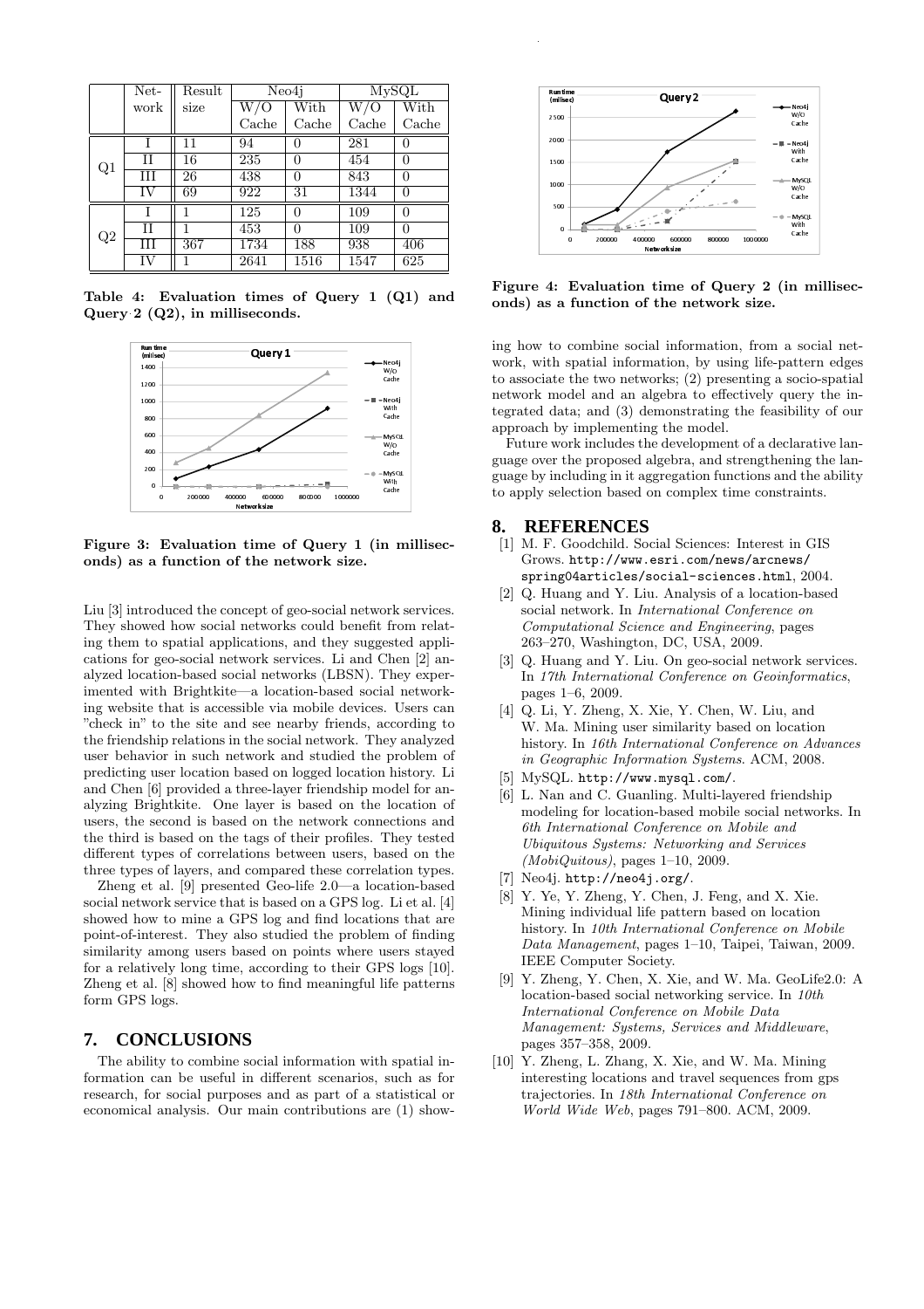| | Net-work | Result size | Neo4j | | MySQL | |
|---|---|---|---|---|---|---|
| | | | W/O Cache | With Cache | W/O Cache | With Cache |
| Q1 | I | 11 | 94 | 0 | 281 | 0 |
| | II | 16 | 235 | 0 | 454 | 0 |
| | III | 26 | 438 | 0 | 843 | 0 |
| | IV | 69 | 922 | 31 | 1344 | 0 |
| Q2 | I | 1 | 125 | 0 | 109 | 0 |
| | II | 1 | 453 | 0 | 109 | 0 |
| | III | 367 | 1734 | 188 | 938 | 406 |
| | IV | 1 | 2641 | 1516 | 1547 | 625 |

**Table 4: Evaluation times of Query 1 (Q1) and Query 2 (Q2), in milliseconds.**

Query 1

Run time (milisec)

1400
1200
1000
800
600
400
200
0

0 200000 400000 600000 800000 1000000

Network size

Neo4j W/O Cache

Neo4j With Cache

MySQL W/O Cache

MySQL With Cache

**Figure 3: Evaluation time of Query 1 (in milliseconds) as a function of the network size.**

Query 2

Run time (milisec)

2500
2000
1500
1000
500
0

0 200000 400000 600000 800000 1000000

Network size

Neo4j W/O Cache

Neo4j With Cache

MySQL W/O Cache

MySQL With Cache

**Figure 4: Evaluation time of Query 2 (in milliseconds) as a function of the network size.**

Liu [3] introduced the concept of geo-social network services. They showed how social networks could benefit from relating them to spatial applications, and they suggested applications for geo-social network services. Li and Chen [2] analyzed location-based social networks (LBSN). They experimented with Brightkite—a location-based social networking website that is accessible via mobile devices. Users can "check in" to the site and see nearby friends, according to the friendship relations in the social network. They analyzed user behavior in such network and studied the problem of predicting user location based on logged location history. Li and Chen [6] provided a three-layer friendship model for analyzing Brightkite. One layer is based on the location of users, the second is based on the network connections and the third is based on the tags of their profiles. They tested different types of correlations between users, based on the three types of layers, and compared these correlation types.

Zheng et al. [9] presented Geo-life 2.0—a location-based social network service that is based on a GPS log. Li et al. [4] showed how to mine a GPS log and find locations that are point-of-interest. They also studied the problem of finding similarity among users based on points where users stayed for a relatively long time, according to their GPS logs [10]. Zheng et al. [8] showed how to find meaningful life patterns form GPS logs.

## 7. CONCLUSIONS

The ability to combine social information with spatial information can be useful in different scenarios, such as for research, for social purposes and as part of a statistical or economical analysis. Our main contributions are (1) showing how to combine social information, from a social network, with spatial information, by using life-pattern edges to associate the two networks; (2) presenting a socio-spatial network model and an algebra to effectively query the integrated data; and (3) demonstrating the feasibility of our approach by implementing the model.

Future work includes the development of a declarative language over the proposed algebra, and strengthening the language by including in it aggregation functions and the ability to apply selection based on complex time constraints.

## 8. REFERENCES

[1] M. F. Goodchild. Social Sciences: Interest in GIS Grows. http://www.esri.com/news/arcnews/spring04articles/social-sciences.html, 2004.

[2] Q. Huang and Y. Liu. Analysis of a location-based social network. In *International Conference on Computational Science and Engineering*, pages 263–270, Washington, DC, USA, 2009.

[3] Q. Huang and Y. Liu. On geo-social network services. In *17th International Conference on Geoinformatics*, pages 1–6, 2009.

[4] Q. Li, Y. Zheng, X. Xie, Y. Chen, W. Liu, and W. Ma. Mining user similarity based on location history. In *16th International Conference on Advances in Geographic Information Systems*. ACM, 2008.

[5] MySQL. http://www.mysql.com/.

[6] L. Nan and C. Guanling. Multi-layered friendship modeling for location-based mobile social networks. In *6th International Conference on Mobile and Ubiquitous Systems: Networking and Services (MobiQuitous)*, pages 1–10, 2009.

[7] Neo4j. http://neo4j.org/.

[8] Y. Ye, Y. Zheng, Y. Chen, J. Feng, and X. Xie. Mining individual life pattern based on location history. In *10th International Conference on Mobile Data Management*, pages 1–10, Taipei, Taiwan, 2009. IEEE Computer Society.

[9] Y. Zheng, Y. Chen, X. Xie, and W. Ma. GeoLife2.0: A location-based social networking service. In *10th International Conference on Mobile Data Management: Systems, Services and Middleware*, pages 357–358, 2009.

[10] Y. Zheng, L. Zhang, X. Xie, and W. Ma. Mining interesting locations and travel sequences from gps trajectories. In *18th International Conference on World Wide Web*, pages 791–800. ACM, 2009.